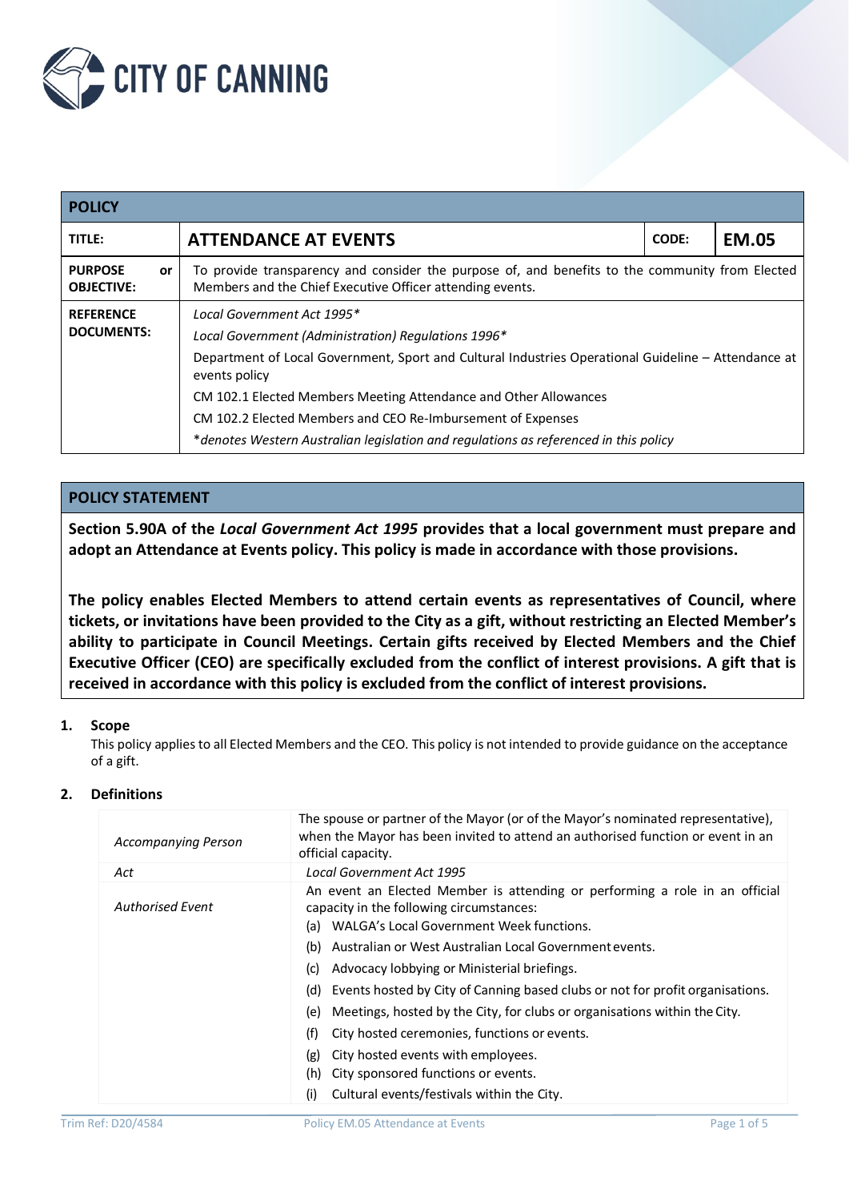CITY OF CANNING

| POLICY | | | |
|---|---|---|---|
| **TITLE:** | **ATTENDANCE AT EVENTS** | **CODE:** | **EM.05** |
| **PURPOSE or OBJECTIVE:** | To provide transparency and consider the purpose of, and benefits to the community from Elected Members and the Chief Executive Officer attending events. | | |
| **REFERENCE DOCUMENTS:** | *Local Government Act 1995\** <br> *Local Government (Administration) Regulations 1996\** <br> Department of Local Government, Sport and Cultural Industries Operational Guideline – Attendance at events policy <br> CM 102.1 Elected Members Meeting Attendance and Other Allowances <br> CM 102.2 Elected Members and CEO Re-Imbursement of Expenses <br> *\*denotes Western Australian legislation and regulations as referenced in this policy* | | |

## POLICY STATEMENT

**Section 5.90A of the *Local Government Act 1995* provides that a local government must prepare and adopt an Attendance at Events policy. This policy is made in accordance with those provisions.**

**The policy enables Elected Members to attend certain events as representatives of Council, where tickets, or invitations have been provided to the City as a gift, without restricting an Elected Member's ability to participate in Council Meetings. Certain gifts received by Elected Members and the Chief Executive Officer (CEO) are specifically excluded from the conflict of interest provisions. A gift that is received in accordance with this policy is excluded from the conflict of interest provisions.**

### 1. Scope

This policy applies to all Elected Members and the CEO. This policy is not intended to provide guidance on the acceptance of a gift.

### 2. Definitions

| | |
|---|---|
| *Accompanying Person* | The spouse or partner of the Mayor (or of the Mayor's nominated representative), when the Mayor has been invited to attend an authorised function or event in an official capacity. |
| *Act* | *Local Government Act 1995* |
| *Authorised Event* | An event an Elected Member is attending or performing a role in an official capacity in the following circumstances: <br> (a) WALGA's Local Government Week functions. <br> (b) Australian or West Australian Local Government events. <br> (c) Advocacy lobbying or Ministerial briefings. <br> (d) Events hosted by City of Canning based clubs or not for profit organisations. <br> (e) Meetings, hosted by the City, for clubs or organisations within the City. <br> (f) City hosted ceremonies, functions or events. <br> (g) City hosted events with employees. <br> (h) City sponsored functions or events. <br> (i) Cultural events/festivals within the City. |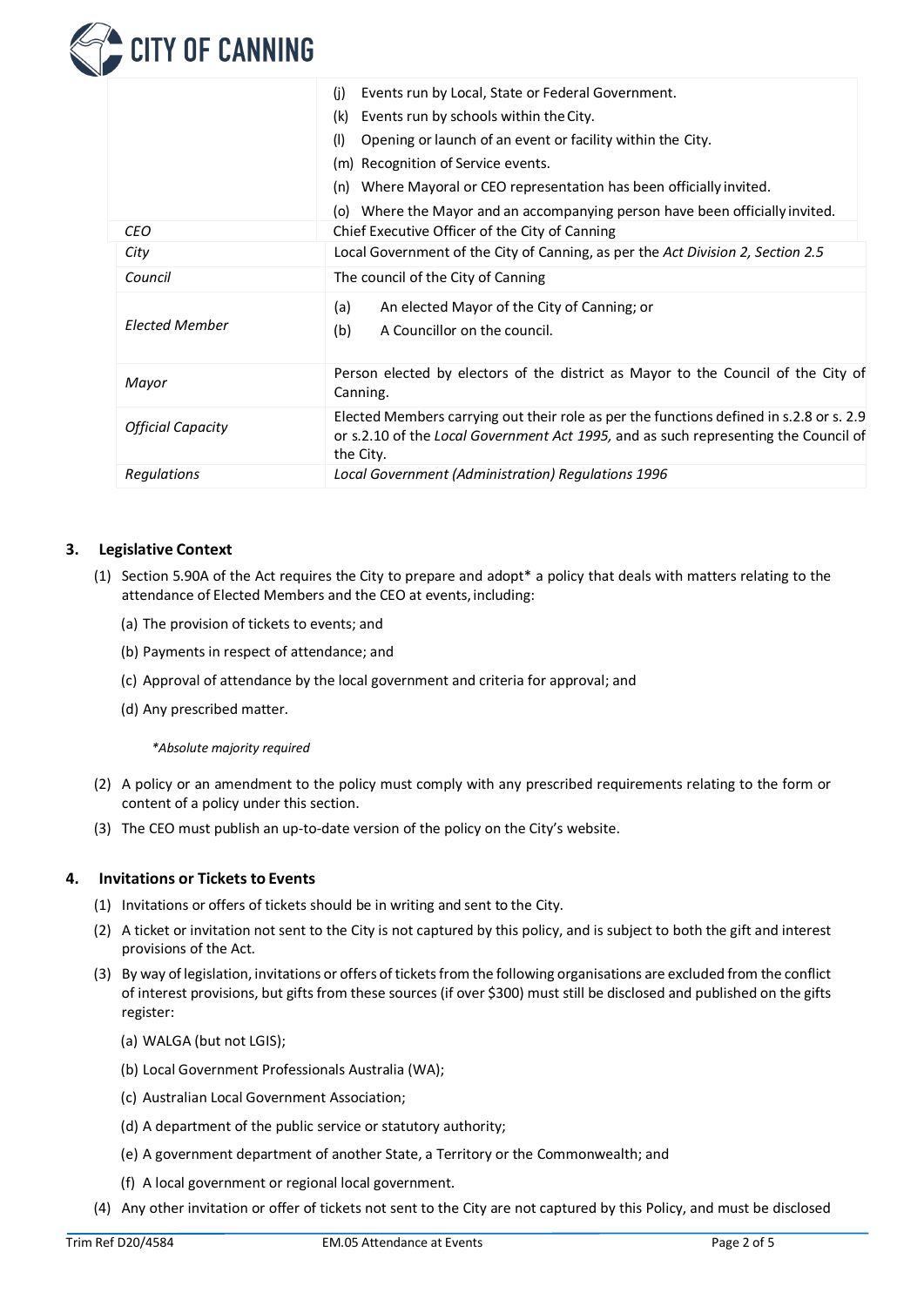| | |
|---|---|
| | (j) Events run by Local, State or Federal Government.<br>(k) Events run by schools within the City.<br>(l) Opening or launch of an event or facility within the City.<br>(m) Recognition of Service events.<br>(n) Where Mayoral or CEO representation has been officially invited.<br>(o) Where the Mayor and an accompanying person have been officially invited. |
| *CEO* | Chief Executive Officer of the City of Canning |
| *City* | Local Government of the City of Canning, as per the *Act Division 2, Section 2.5* |
| *Council* | The council of the City of Canning |
| *Elected Member* | (a) An elected Mayor of the City of Canning; or<br>(b) A Councillor on the council. |
| *Mayor* | Person elected by electors of the district as Mayor to the Council of the City of Canning. |
| *Official Capacity* | Elected Members carrying out their role as per the functions defined in s.2.8 or s. 2.9 or s.2.10 of the *Local Government Act 1995,* and as such representing the Council of the City. |
| *Regulations* | *Local Government (Administration) Regulations 1996* |

## 3. Legislative Context

(1) Section 5.90A of the Act requires the City to prepare and adopt* a policy that deals with matters relating to the attendance of Elected Members and the CEO at events, including:

(a) The provision of tickets to events; and

(b) Payments in respect of attendance; and

(c) Approval of attendance by the local government and criteria for approval; and

(d) Any prescribed matter.

*\*Absolute majority required*

(2) A policy or an amendment to the policy must comply with any prescribed requirements relating to the form or content of a policy under this section.

(3) The CEO must publish an up-to-date version of the policy on the City's website.

## 4. Invitations or Tickets to Events

(1) Invitations or offers of tickets should be in writing and sent to the City.

(2) A ticket or invitation not sent to the City is not captured by this policy, and is subject to both the gift and interest provisions of the Act.

(3) By way of legislation, invitations or offers of tickets from the following organisations are excluded from the conflict of interest provisions, but gifts from these sources (if over $300) must still be disclosed and published on the gifts register:

(a) WALGA (but not LGIS);

(b) Local Government Professionals Australia (WA);

(c) Australian Local Government Association;

(d) A department of the public service or statutory authority;

(e) A government department of another State, a Territory or the Commonwealth; and

(f) A local government or regional local government.

(4) Any other invitation or offer of tickets not sent to the City are not captured by this Policy, and must be disclosed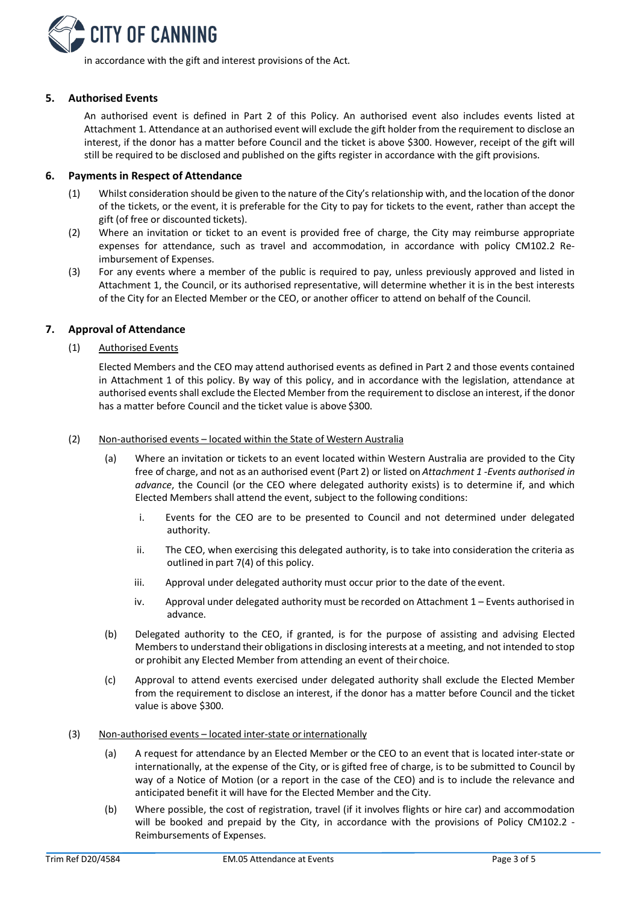in accordance with the gift and interest provisions of the Act.

## 5. Authorised Events

An authorised event is defined in Part 2 of this Policy. An authorised event also includes events listed at Attachment 1. Attendance at an authorised event will exclude the gift holder from the requirement to disclose an interest, if the donor has a matter before Council and the ticket is above $300. However, receipt of the gift will still be required to be disclosed and published on the gifts register in accordance with the gift provisions.

## 6. Payments in Respect of Attendance

(1) Whilst consideration should be given to the nature of the City's relationship with, and the location of the donor of the tickets, or the event, it is preferable for the City to pay for tickets to the event, rather than accept the gift (of free or discounted tickets).

(2) Where an invitation or ticket to an event is provided free of charge, the City may reimburse appropriate expenses for attendance, such as travel and accommodation, in accordance with policy CM102.2 Re-imbursement of Expenses.

(3) For any events where a member of the public is required to pay, unless previously approved and listed in Attachment 1, the Council, or its authorised representative, will determine whether it is in the best interests of the City for an Elected Member or the CEO, or another officer to attend on behalf of the Council.

## 7. Approval of Attendance

(1) Authorised Events

Elected Members and the CEO may attend authorised events as defined in Part 2 and those events contained in Attachment 1 of this policy. By way of this policy, and in accordance with the legislation, attendance at authorised events shall exclude the Elected Member from the requirement to disclose an interest, if the donor has a matter before Council and the ticket value is above $300.

(2) Non-authorised events – located within the State of Western Australia

(a) Where an invitation or tickets to an event located within Western Australia are provided to the City free of charge, and not as an authorised event (Part 2) or listed on *Attachment 1 -Events authorised in advance*, the Council (or the CEO where delegated authority exists) is to determine if, and which Elected Members shall attend the event, subject to the following conditions:

i. Events for the CEO are to be presented to Council and not determined under delegated authority.

ii. The CEO, when exercising this delegated authority, is to take into consideration the criteria as outlined in part 7(4) of this policy.

iii. Approval under delegated authority must occur prior to the date of the event.

iv. Approval under delegated authority must be recorded on Attachment 1 – Events authorised in advance.

(b) Delegated authority to the CEO, if granted, is for the purpose of assisting and advising Elected Members to understand their obligations in disclosing interests at a meeting, and not intended to stop or prohibit any Elected Member from attending an event of their choice.

(c) Approval to attend events exercised under delegated authority shall exclude the Elected Member from the requirement to disclose an interest, if the donor has a matter before Council and the ticket value is above $300.

(3) Non-authorised events – located inter-state or internationally

(a) A request for attendance by an Elected Member or the CEO to an event that is located inter-state or internationally, at the expense of the City, or is gifted free of charge, is to be submitted to Council by way of a Notice of Motion (or a report in the case of the CEO) and is to include the relevance and anticipated benefit it will have for the Elected Member and the City.

(b) Where possible, the cost of registration, travel (if it involves flights or hire car) and accommodation will be booked and prepaid by the City, in accordance with the provisions of Policy CM102.2 - Reimbursements of Expenses.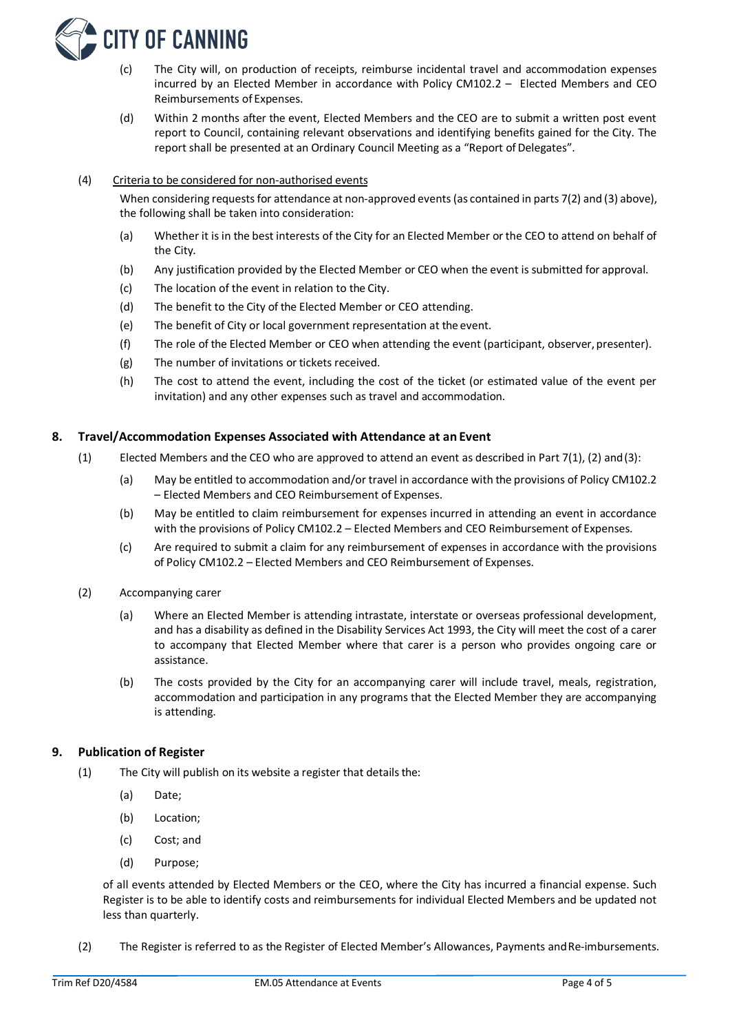(c) The City will, on production of receipts, reimburse incidental travel and accommodation expenses incurred by an Elected Member in accordance with Policy CM102.2 – Elected Members and CEO Reimbursements of Expenses.

(d) Within 2 months after the event, Elected Members and the CEO are to submit a written post event report to Council, containing relevant observations and identifying benefits gained for the City. The report shall be presented at an Ordinary Council Meeting as a "Report of Delegates".

(4) Criteria to be considered for non-authorised events

When considering requests for attendance at non-approved events (as contained in parts 7(2) and (3) above), the following shall be taken into consideration:

(a) Whether it is in the best interests of the City for an Elected Member or the CEO to attend on behalf of the City.

(b) Any justification provided by the Elected Member or CEO when the event is submitted for approval.

(c) The location of the event in relation to the City.

(d) The benefit to the City of the Elected Member or CEO attending.

(e) The benefit of City or local government representation at the event.

(f) The role of the Elected Member or CEO when attending the event (participant, observer, presenter).

(g) The number of invitations or tickets received.

(h) The cost to attend the event, including the cost of the ticket (or estimated value of the event per invitation) and any other expenses such as travel and accommodation.

## 8. Travel/Accommodation Expenses Associated with Attendance at an Event

(1) Elected Members and the CEO who are approved to attend an event as described in Part 7(1), (2) and (3):

(a) May be entitled to accommodation and/or travel in accordance with the provisions of Policy CM102.2 – Elected Members and CEO Reimbursement of Expenses.

(b) May be entitled to claim reimbursement for expenses incurred in attending an event in accordance with the provisions of Policy CM102.2 – Elected Members and CEO Reimbursement of Expenses.

(c) Are required to submit a claim for any reimbursement of expenses in accordance with the provisions of Policy CM102.2 – Elected Members and CEO Reimbursement of Expenses.

(2) Accompanying carer

(a) Where an Elected Member is attending intrastate, interstate or overseas professional development, and has a disability as defined in the Disability Services Act 1993, the City will meet the cost of a carer to accompany that Elected Member where that carer is a person who provides ongoing care or assistance.

(b) The costs provided by the City for an accompanying carer will include travel, meals, registration, accommodation and participation in any programs that the Elected Member they are accompanying is attending.

## 9. Publication of Register

(1) The City will publish on its website a register that details the:

(a) Date;

(b) Location;

(c) Cost; and

(d) Purpose;

of all events attended by Elected Members or the CEO, where the City has incurred a financial expense. Such Register is to be able to identify costs and reimbursements for individual Elected Members and be updated not less than quarterly.

(2) The Register is referred to as the Register of Elected Member's Allowances, Payments and Re-imbursements.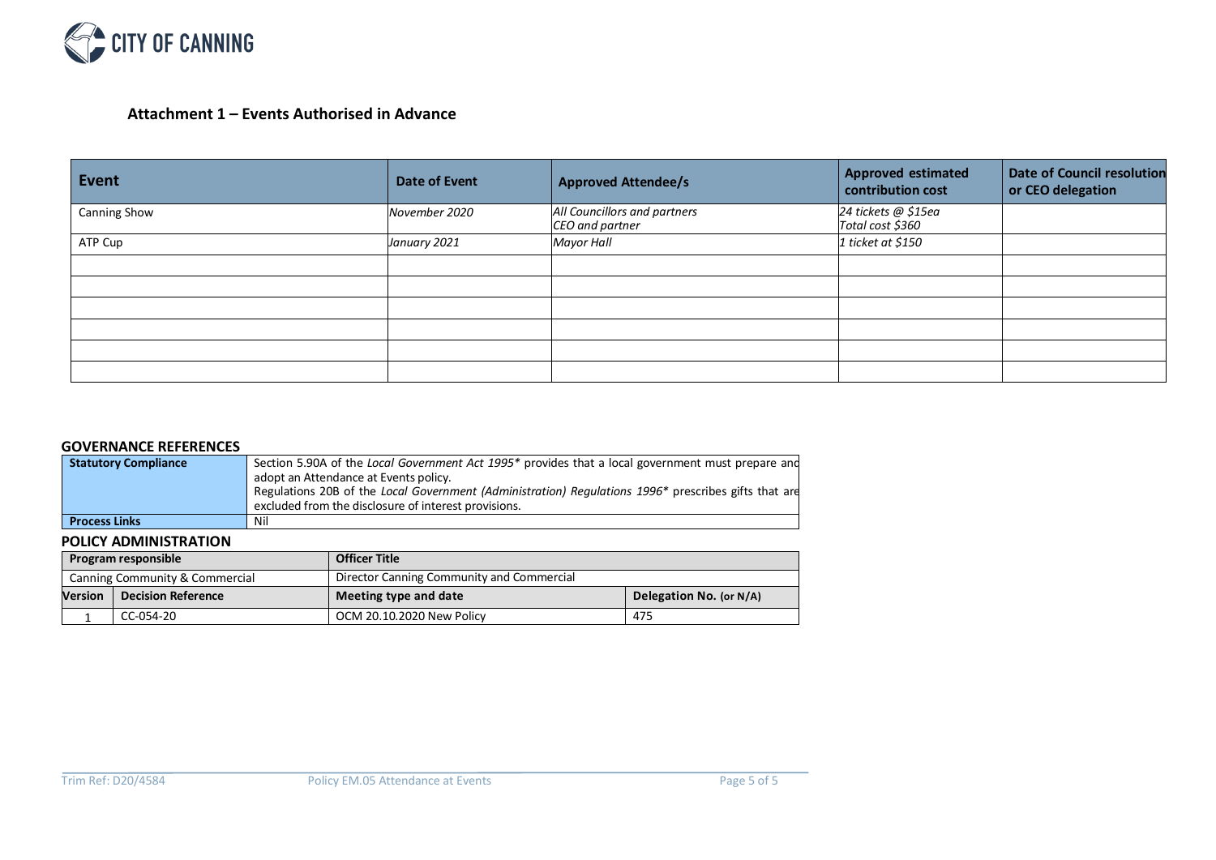## Attachment 1 – Events Authorised in Advance

| Event | Date of Event | Approved Attendee/s | Approved estimated contribution cost | Date of Council resolution or CEO delegation |
|---|---|---|---|---|
| Canning Show | *November 2020* | *All Councillors and partners*<br>*CEO and partner* | *24 tickets @ $15ea*<br>*Total cost $360* | |
| ATP Cup | *January 2021* | *Mayor Hall* | *1 ticket at $150* | |
| | | | | |
| | | | | |
| | | | | |
| | | | | |
| | | | | |
| | | | | |

### GOVERNANCE REFERENCES

| | |
|---|---|
| **Statutory Compliance** | Section 5.90A of the *Local Government Act 1995** provides that a local government must prepare and adopt an Attendance at Events policy.<br>Regulations 20B of the *Local Government (Administration) Regulations 1996** prescribes gifts that are excluded from the disclosure of interest provisions. |
| **Process Links** | Nil |

### POLICY ADMINISTRATION

| **Program responsible** | | **Officer Title** | |
|---|---|---|---|
| Canning Community & Commercial | | Director Canning Community and Commercial | |
| **Version** | **Decision Reference** | **Meeting type and date** | **Delegation No. (or N/A)** |
| 1 | CC-054-20 | OCM 20.10.2020 New Policy | 475 |

Trim Ref: D20/4584 Policy EM.05 Attendance at Events